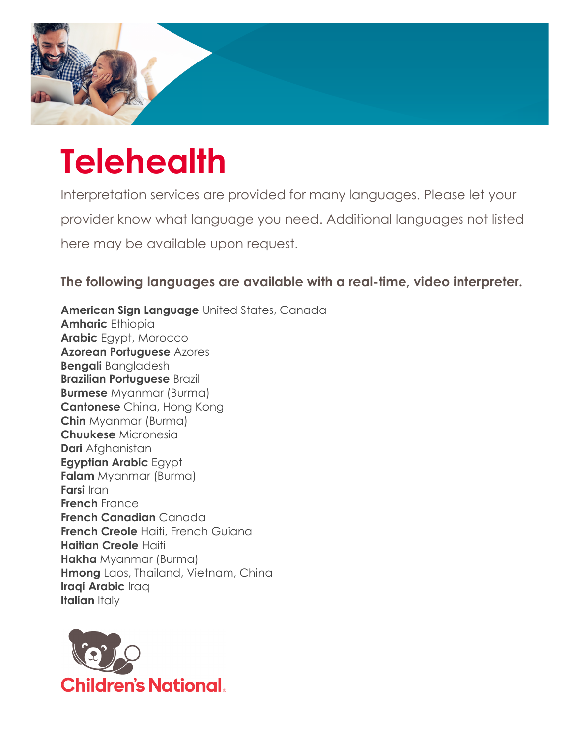# Telehealth

Interpretation services are provided for many languages. Please let your provider know what language you need. Additional languages not listed here may be available upon request.

**The following languages are available with a real-time, video interpreter.**

**American Sign Language** United States, Canada
**Amharic** Ethiopia
**Arabic** Egypt, Morocco
**Azorean Portuguese** Azores
**Bengali** Bangladesh
**Brazilian Portuguese** Brazil
**Burmese** Myanmar (Burma)
**Cantonese** China, Hong Kong
**Chin** Myanmar (Burma)
**Chuukese** Micronesia
**Dari** Afghanistan
**Egyptian Arabic** Egypt
**Falam** Myanmar (Burma)
**Farsi** Iran
**French** France
**French Canadian** Canada
**French Creole** Haiti, French Guiana
**Haitian Creole** Haiti
**Hakha** Myanmar (Burma)
**Hmong** Laos, Thailand, Vietnam, China
**Iraqi Arabic** Iraq
**Italian** Italy

Children's National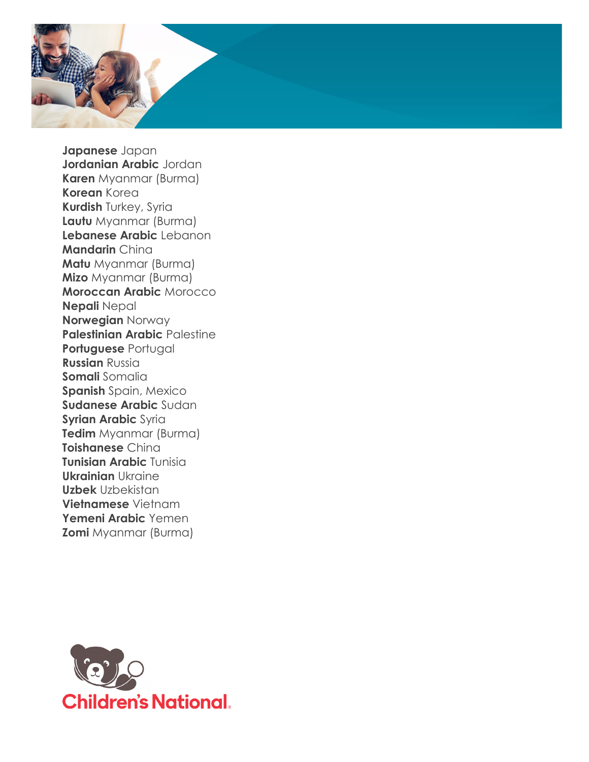**Japanese** Japan
**Jordanian Arabic** Jordan
**Karen** Myanmar (Burma)
**Korean** Korea
**Kurdish** Turkey, Syria
**Lautu** Myanmar (Burma)
**Lebanese Arabic** Lebanon
**Mandarin** China
**Matu** Myanmar (Burma)
**Mizo** Myanmar (Burma)
**Moroccan Arabic** Morocco
**Nepali** Nepal
**Norwegian** Norway
**Palestinian Arabic** Palestine
**Portuguese** Portugal
**Russian** Russia
**Somali** Somalia
**Spanish** Spain, Mexico
**Sudanese Arabic** Sudan
**Syrian Arabic** Syria
**Tedim** Myanmar (Burma)
**Toishanese** China
**Tunisian Arabic** Tunisia
**Ukrainian** Ukraine
**Uzbek** Uzbekistan
**Vietnamese** Vietnam
**Yemeni Arabic** Yemen
**Zomi** Myanmar (Burma)

Children's National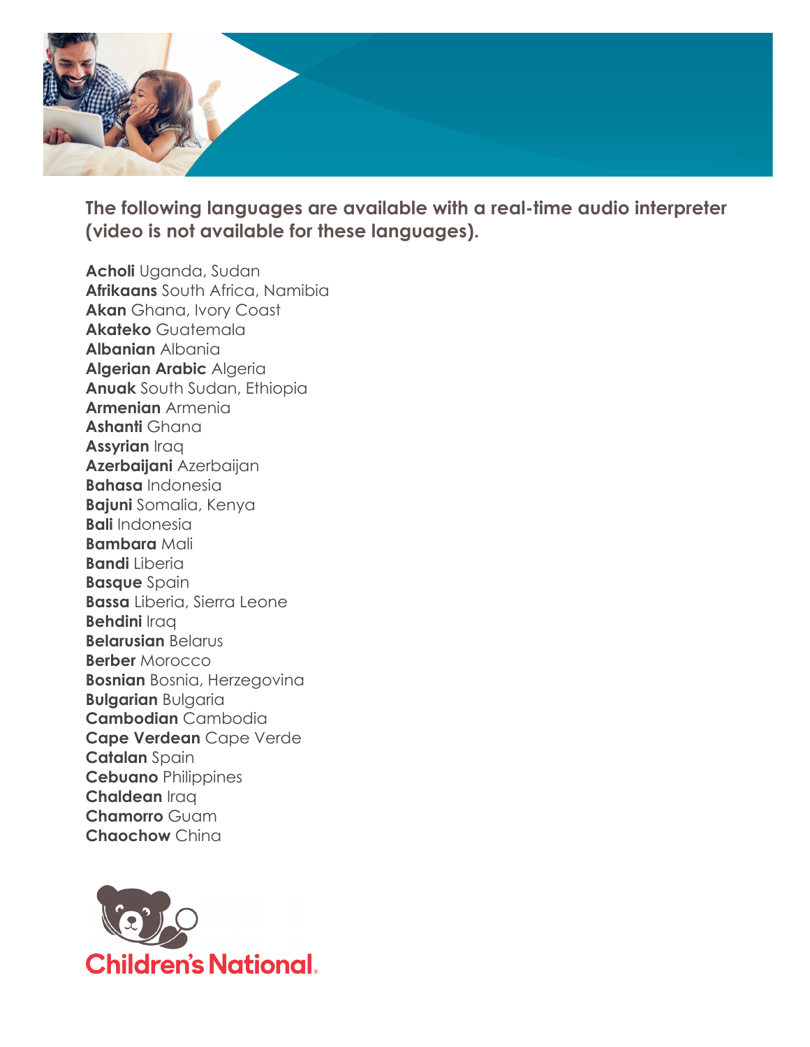**The following languages are available with a real-time audio interpreter (video is not available for these languages).**

**Acholi** Uganda, Sudan
**Afrikaans** South Africa, Namibia
**Akan** Ghana, Ivory Coast
**Akateko** Guatemala
**Albanian** Albania
**Algerian Arabic** Algeria
**Anuak** South Sudan, Ethiopia
**Armenian** Armenia
**Ashanti** Ghana
**Assyrian** Iraq
**Azerbaijani** Azerbaijan
**Bahasa** Indonesia
**Bajuni** Somalia, Kenya
**Bali** Indonesia
**Bambara** Mali
**Bandi** Liberia
**Basque** Spain
**Bassa** Liberia, Sierra Leone
**Behdini** Iraq
**Belarusian** Belarus
**Berber** Morocco
**Bosnian** Bosnia, Herzegovina
**Bulgarian** Bulgaria
**Cambodian** Cambodia
**Cape Verdean** Cape Verde
**Catalan** Spain
**Cebuano** Philippines
**Chaldean** Iraq
**Chamorro** Guam
**Chaochow** China

Children's National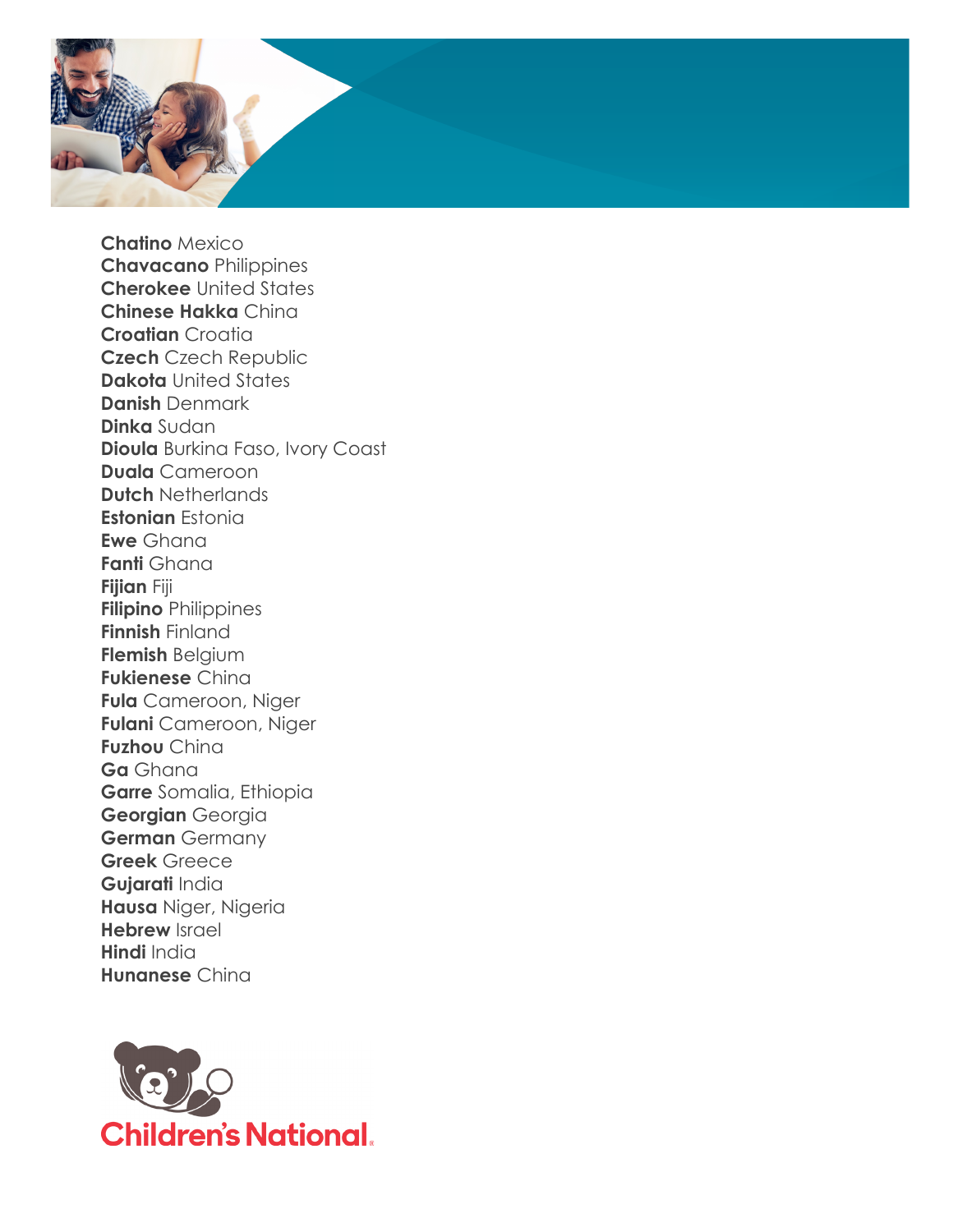**Chatino** Mexico
**Chavacano** Philippines
**Cherokee** United States
**Chinese Hakka** China
**Croatian** Croatia
**Czech** Czech Republic
**Dakota** United States
**Danish** Denmark
**Dinka** Sudan
**Dioula** Burkina Faso, Ivory Coast
**Duala** Cameroon
**Dutch** Netherlands
**Estonian** Estonia
**Ewe** Ghana
**Fanti** Ghana
**Fijian** Fiji
**Filipino** Philippines
**Finnish** Finland
**Flemish** Belgium
**Fukienese** China
**Fula** Cameroon, Niger
**Fulani** Cameroon, Niger
**Fuzhou** China
**Ga** Ghana
**Garre** Somalia, Ethiopia
**Georgian** Georgia
**German** Germany
**Greek** Greece
**Gujarati** India
**Hausa** Niger, Nigeria
**Hebrew** Israel
**Hindi** India
**Hunanese** China

Children's National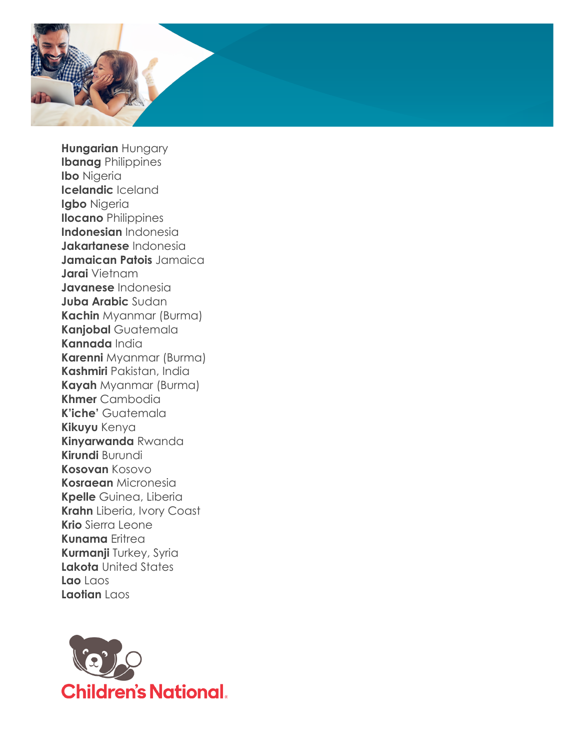**Hungarian** Hungary
**Ibanag** Philippines
**Ibo** Nigeria
**Icelandic** Iceland
**Igbo** Nigeria
**Ilocano** Philippines
**Indonesian** Indonesia
**Jakartanese** Indonesia
**Jamaican Patois** Jamaica
**Jarai** Vietnam
**Javanese** Indonesia
**Juba Arabic** Sudan
**Kachin** Myanmar (Burma)
**Kanjobal** Guatemala
**Kannada** India
**Karenni** Myanmar (Burma)
**Kashmiri** Pakistan, India
**Kayah** Myanmar (Burma)
**Khmer** Cambodia
**K'iche'** Guatemala
**Kikuyu** Kenya
**Kinyarwanda** Rwanda
**Kirundi** Burundi
**Kosovan** Kosovo
**Kosraean** Micronesia
**Kpelle** Guinea, Liberia
**Krahn** Liberia, Ivory Coast
**Krio** Sierra Leone
**Kunama** Eritrea
**Kurmanji** Turkey, Syria
**Lakota** United States
**Lao** Laos
**Laotian** Laos

Children's National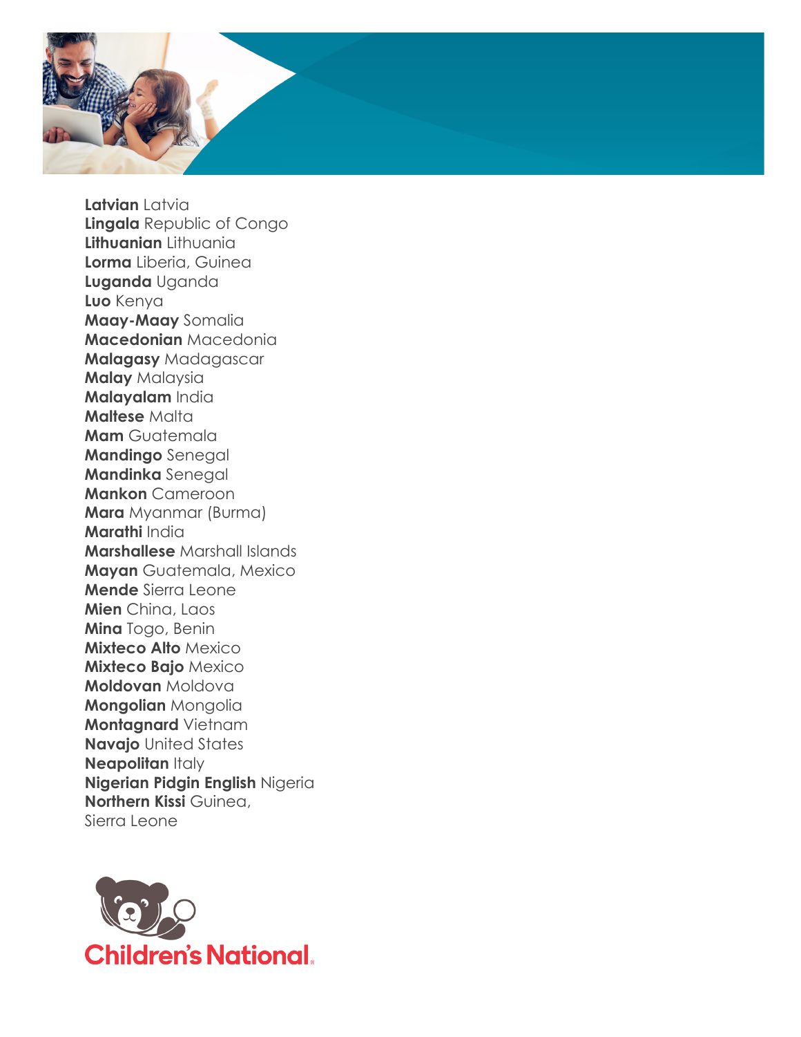**Latvian** Latvia
**Lingala** Republic of Congo
**Lithuanian** Lithuania
**Lorma** Liberia, Guinea
**Luganda** Uganda
**Luo** Kenya
**Maay-Maay** Somalia
**Macedonian** Macedonia
**Malagasy** Madagascar
**Malay** Malaysia
**Malayalam** India
**Maltese** Malta
**Mam** Guatemala
**Mandingo** Senegal
**Mandinka** Senegal
**Mankon** Cameroon
**Mara** Myanmar (Burma)
**Marathi** India
**Marshallese** Marshall Islands
**Mayan** Guatemala, Mexico
**Mende** Sierra Leone
**Mien** China, Laos
**Mina** Togo, Benin
**Mixteco Alto** Mexico
**Mixteco Bajo** Mexico
**Moldovan** Moldova
**Mongolian** Mongolia
**Montagnard** Vietnam
**Navajo** United States
**Neapolitan** Italy
**Nigerian Pidgin English** Nigeria
**Northern Kissi** Guinea, Sierra Leone

Children's National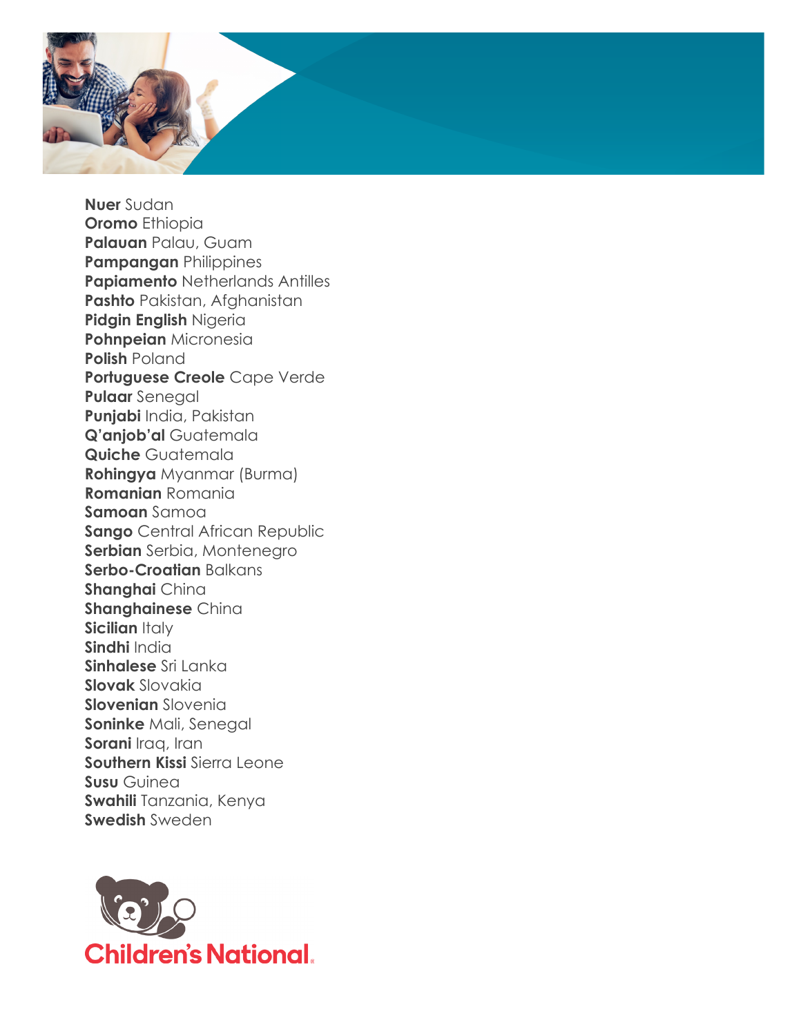**Nuer** Sudan
**Oromo** Ethiopia
**Palauan** Palau, Guam
**Pampangan** Philippines
**Papiamento** Netherlands Antilles
**Pashto** Pakistan, Afghanistan
**Pidgin English** Nigeria
**Pohnpeian** Micronesia
**Polish** Poland
**Portuguese Creole** Cape Verde
**Pulaar** Senegal
**Punjabi** India, Pakistan
**Q'anjob'al** Guatemala
**Quiche** Guatemala
**Rohingya** Myanmar (Burma)
**Romanian** Romania
**Samoan** Samoa
**Sango** Central African Republic
**Serbian** Serbia, Montenegro
**Serbo-Croatian** Balkans
**Shanghai** China
**Shanghainese** China
**Sicilian** Italy
**Sindhi** India
**Sinhalese** Sri Lanka
**Slovak** Slovakia
**Slovenian** Slovenia
**Soninke** Mali, Senegal
**Sorani** Iraq, Iran
**Southern Kissi** Sierra Leone
**Susu** Guinea
**Swahili** Tanzania, Kenya
**Swedish** Sweden

Children's National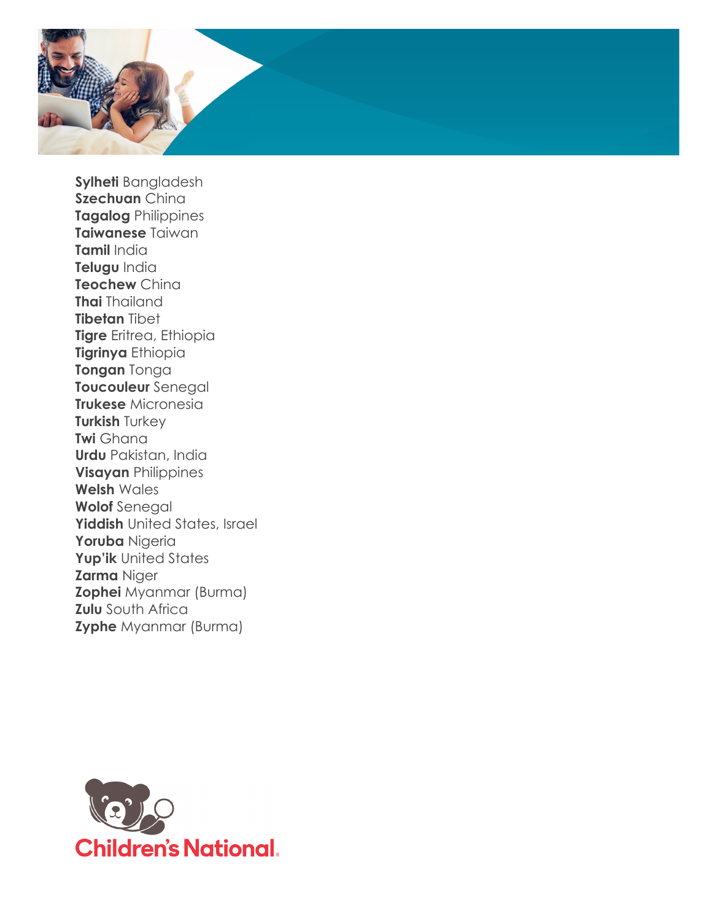**Sylheti** Bangladesh
**Szechuan** China
**Tagalog** Philippines
**Taiwanese** Taiwan
**Tamil** India
**Telugu** India
**Teochew** China
**Thai** Thailand
**Tibetan** Tibet
**Tigre** Eritrea, Ethiopia
**Tigrinya** Ethiopia
**Tongan** Tonga
**Toucouleur** Senegal
**Trukese** Micronesia
**Turkish** Turkey
**Twi** Ghana
**Urdu** Pakistan, India
**Visayan** Philippines
**Welsh** Wales
**Wolof** Senegal
**Yiddish** United States, Israel
**Yoruba** Nigeria
**Yup'ik** United States
**Zarma** Niger
**Zophei** Myanmar (Burma)
**Zulu** South Africa
**Zyphe** Myanmar (Burma)

Children's National